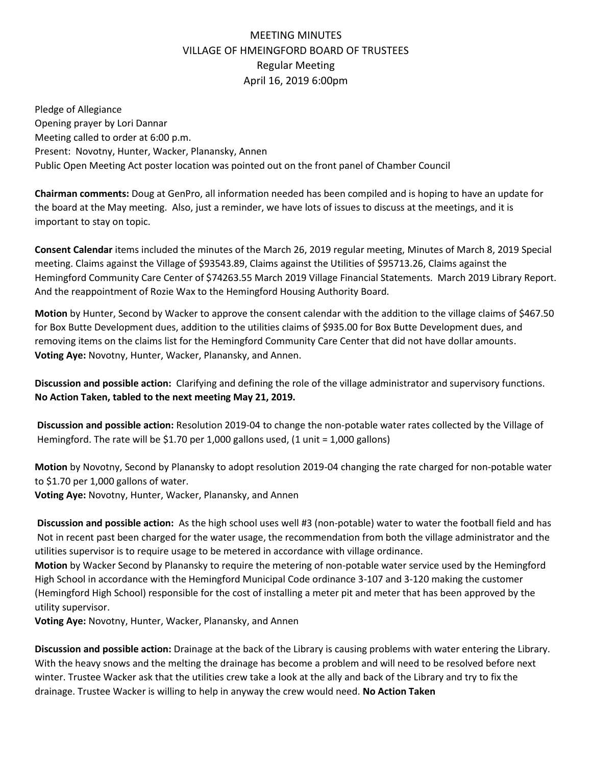# MEETING MINUTES
## VILLAGE OF HMEINGFORD BOARD OF TRUSTEES
### Regular Meeting
### April 16, 2019 6:00pm

Pledge of Allegiance
Opening prayer by Lori Dannar
Meeting called to order at 6:00 p.m.
Present: Novotny, Hunter, Wacker, Planansky, Annen
Public Open Meeting Act poster location was pointed out on the front panel of Chamber Council

**Chairman comments:** Doug at GenPro, all information needed has been compiled and is hoping to have an update for the board at the May meeting. Also, just a reminder, we have lots of issues to discuss at the meetings, and it is important to stay on topic.

**Consent Calendar** items included the minutes of the March 26, 2019 regular meeting, Minutes of March 8, 2019 Special meeting. Claims against the Village of $93543.89, Claims against the Utilities of $95713.26, Claims against the Hemingford Community Care Center of $74263.55 March 2019 Village Financial Statements. March 2019 Library Report. And the reappointment of Rozie Wax to the Hemingford Housing Authority Board.

**Motion** by Hunter, Second by Wacker to approve the consent calendar with the addition to the village claims of $467.50 for Box Butte Development dues, addition to the utilities claims of $935.00 for Box Butte Development dues, and removing items on the claims list for the Hemingford Community Care Center that did not have dollar amounts.
**Voting Aye:** Novotny, Hunter, Wacker, Planansky, and Annen.

**Discussion and possible action:** Clarifying and defining the role of the village administrator and supervisory functions. **No Action Taken, tabled to the next meeting May 21, 2019.**

**Discussion and possible action:** Resolution 2019-04 to change the non-potable water rates collected by the Village of Hemingford. The rate will be $1.70 per 1,000 gallons used, (1 unit = 1,000 gallons)

**Motion** by Novotny, Second by Planansky to adopt resolution 2019-04 changing the rate charged for non-potable water to $1.70 per 1,000 gallons of water.
**Voting Aye:** Novotny, Hunter, Wacker, Planansky, and Annen

**Discussion and possible action:** As the high school uses well #3 (non-potable) water to water the football field and has Not in recent past been charged for the water usage, the recommendation from both the village administrator and the utilities supervisor is to require usage to be metered in accordance with village ordinance.
**Motion** by Wacker Second by Planansky to require the metering of non-potable water service used by the Hemingford High School in accordance with the Hemingford Municipal Code ordinance 3-107 and 3-120 making the customer (Hemingford High School) responsible for the cost of installing a meter pit and meter that has been approved by the utility supervisor.
**Voting Aye:** Novotny, Hunter, Wacker, Planansky, and Annen

**Discussion and possible action:** Drainage at the back of the Library is causing problems with water entering the Library. With the heavy snows and the melting the drainage has become a problem and will need to be resolved before next winter. Trustee Wacker ask that the utilities crew take a look at the ally and back of the Library and try to fix the drainage. Trustee Wacker is willing to help in anyway the crew would need. **No Action Taken**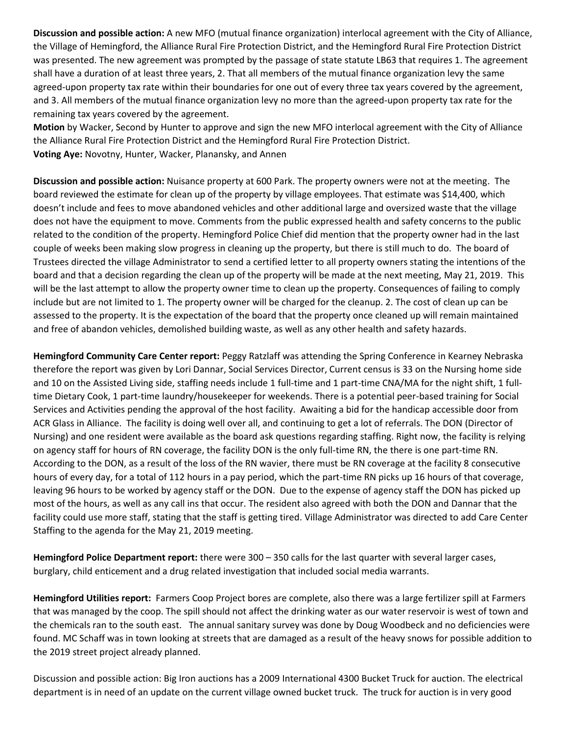**Discussion and possible action:** A new MFO (mutual finance organization) interlocal agreement with the City of Alliance, the Village of Hemingford, the Alliance Rural Fire Protection District, and the Hemingford Rural Fire Protection District was presented. The new agreement was prompted by the passage of state statute LB63 that requires 1. The agreement shall have a duration of at least three years, 2. That all members of the mutual finance organization levy the same agreed-upon property tax rate within their boundaries for one out of every three tax years covered by the agreement, and 3. All members of the mutual finance organization levy no more than the agreed-upon property tax rate for the remaining tax years covered by the agreement.
**Motion** by Wacker, Second by Hunter to approve and sign the new MFO interlocal agreement with the City of Alliance the Alliance Rural Fire Protection District and the Hemingford Rural Fire Protection District.
**Voting Aye:** Novotny, Hunter, Wacker, Planansky, and Annen

**Discussion and possible action:** Nuisance property at 600 Park. The property owners were not at the meeting. The board reviewed the estimate for clean up of the property by village employees. That estimate was $14,400, which doesn't include and fees to move abandoned vehicles and other additional large and oversized waste that the village does not have the equipment to move. Comments from the public expressed health and safety concerns to the public related to the condition of the property. Hemingford Police Chief did mention that the property owner had in the last couple of weeks been making slow progress in cleaning up the property, but there is still much to do. The board of Trustees directed the village Administrator to send a certified letter to all property owners stating the intentions of the board and that a decision regarding the clean up of the property will be made at the next meeting, May 21, 2019. This will be the last attempt to allow the property owner time to clean up the property. Consequences of failing to comply include but are not limited to 1. The property owner will be charged for the cleanup. 2. The cost of clean up can be assessed to the property. It is the expectation of the board that the property once cleaned up will remain maintained and free of abandon vehicles, demolished building waste, as well as any other health and safety hazards.

**Hemingford Community Care Center report:** Peggy Ratzlaff was attending the Spring Conference in Kearney Nebraska therefore the report was given by Lori Dannar, Social Services Director, Current census is 33 on the Nursing home side and 10 on the Assisted Living side, staffing needs include 1 full-time and 1 part-time CNA/MA for the night shift, 1 full-time Dietary Cook, 1 part-time laundry/housekeeper for weekends. There is a potential peer-based training for Social Services and Activities pending the approval of the host facility. Awaiting a bid for the handicap accessible door from ACR Glass in Alliance. The facility is doing well over all, and continuing to get a lot of referrals. The DON (Director of Nursing) and one resident were available as the board ask questions regarding staffing. Right now, the facility is relying on agency staff for hours of RN coverage, the facility DON is the only full-time RN, the there is one part-time RN. According to the DON, as a result of the loss of the RN wavier, there must be RN coverage at the facility 8 consecutive hours of every day, for a total of 112 hours in a pay period, which the part-time RN picks up 16 hours of that coverage, leaving 96 hours to be worked by agency staff or the DON. Due to the expense of agency staff the DON has picked up most of the hours, as well as any call ins that occur. The resident also agreed with both the DON and Dannar that the facility could use more staff, stating that the staff is getting tired. Village Administrator was directed to add Care Center Staffing to the agenda for the May 21, 2019 meeting.

**Hemingford Police Department report:** there were 300 – 350 calls for the last quarter with several larger cases, burglary, child enticement and a drug related investigation that included social media warrants.

**Hemingford Utilities report:** Farmers Coop Project bores are complete, also there was a large fertilizer spill at Farmers that was managed by the coop. The spill should not affect the drinking water as our water reservoir is west of town and the chemicals ran to the south east. The annual sanitary survey was done by Doug Woodbeck and no deficiencies were found. MC Schaff was in town looking at streets that are damaged as a result of the heavy snows for possible addition to the 2019 street project already planned.

Discussion and possible action: Big Iron auctions has a 2009 International 4300 Bucket Truck for auction. The electrical department is in need of an update on the current village owned bucket truck. The truck for auction is in very good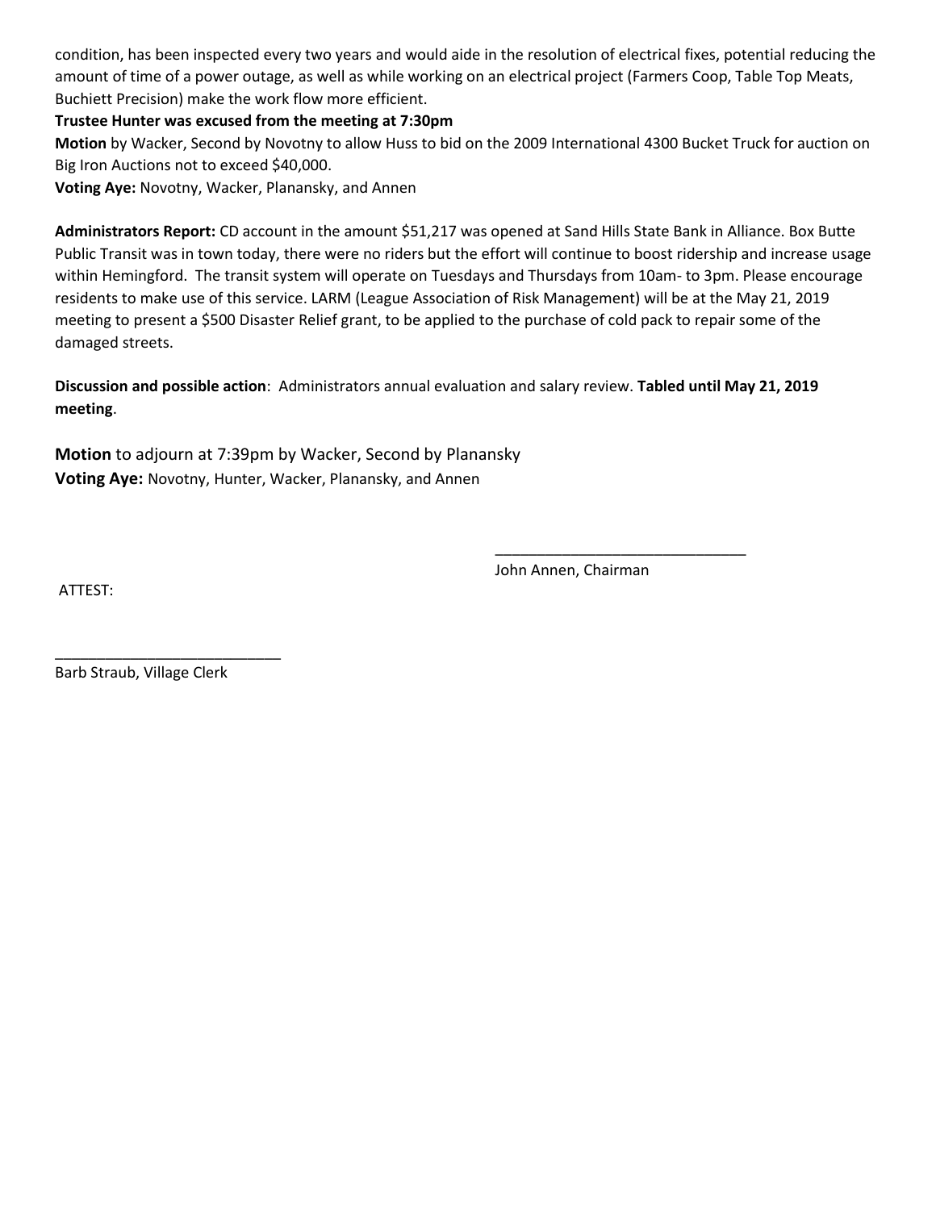condition, has been inspected every two years and would aide in the resolution of electrical fixes, potential reducing the amount of time of a power outage, as well as while working on an electrical project (Farmers Coop, Table Top Meats, Buchiett Precision) make the work flow more efficient.

**Trustee Hunter was excused from the meeting at 7:30pm**

**Motion** by Wacker, Second by Novotny to allow Huss to bid on the 2009 International 4300 Bucket Truck for auction on Big Iron Auctions not to exceed $40,000.

**Voting Aye:** Novotny, Wacker, Planansky, and Annen

**Administrators Report:** CD account in the amount $51,217 was opened at Sand Hills State Bank in Alliance. Box Butte Public Transit was in town today, there were no riders but the effort will continue to boost ridership and increase usage within Hemingford. The transit system will operate on Tuesdays and Thursdays from 10am- to 3pm. Please encourage residents to make use of this service. LARM (League Association of Risk Management) will be at the May 21, 2019 meeting to present a $500 Disaster Relief grant, to be applied to the purchase of cold pack to repair some of the damaged streets.

**Discussion and possible action**: Administrators annual evaluation and salary review. **Tabled until May 21, 2019 meeting**.

**Motion** to adjourn at 7:39pm by Wacker, Second by Planansky

**Voting Aye:** Novotny, Hunter, Wacker, Planansky, and Annen

\_\_\_\_\_\_\_\_\_\_\_\_\_\_\_\_\_\_\_\_\_\_\_\_\_\_\_\_\_\_

John Annen, Chairman

ATTEST:

\_\_\_\_\_\_\_\_\_\_\_\_\_\_\_\_\_\_\_\_\_\_\_\_\_\_\_\_\_\_

Barb Straub, Village Clerk